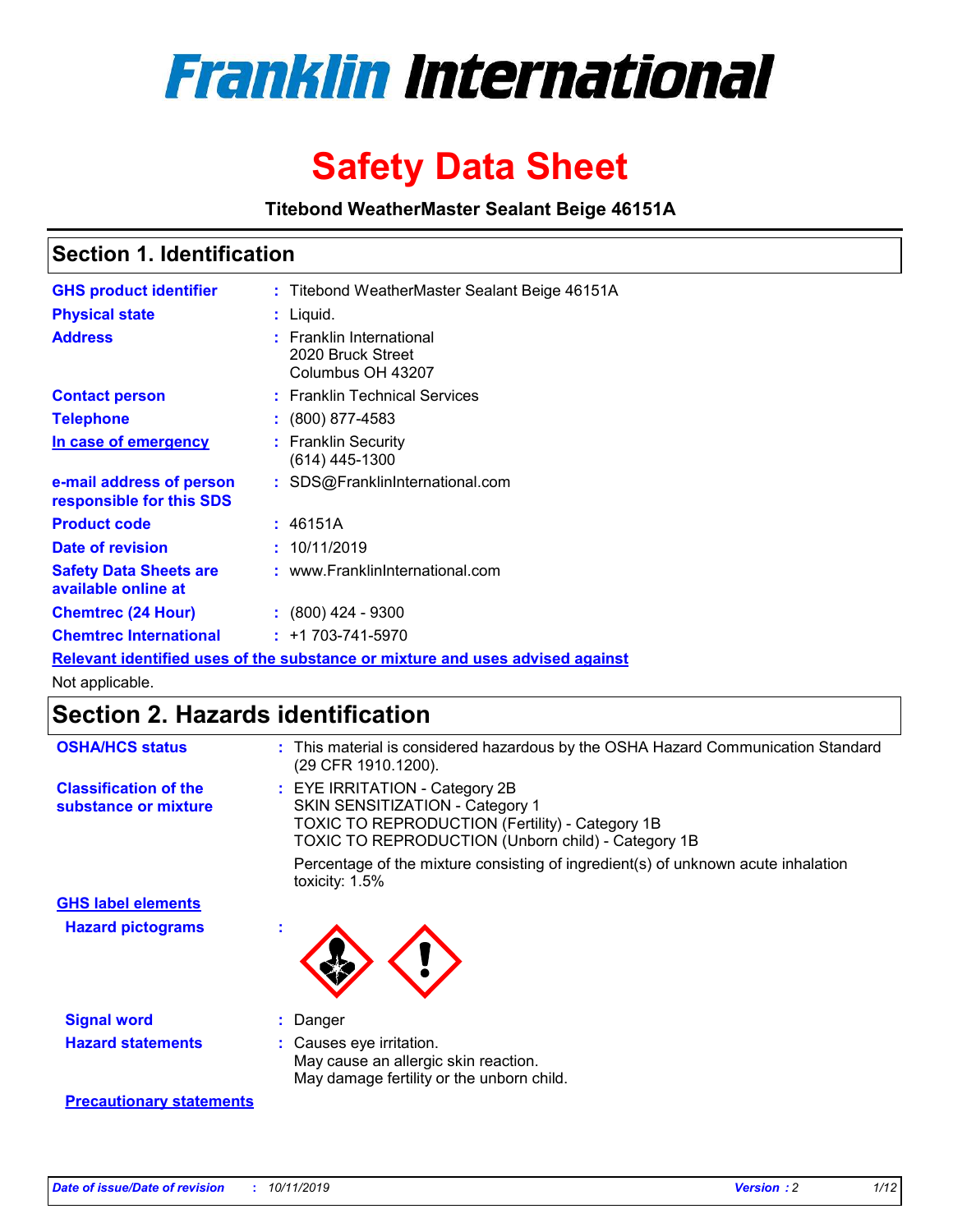# Franklin International

# Safety Data Sheet

**Titebond WeatherMaster Sealant Beige 46151A**

## Section 1. Identification

| | | |
|---|---|---|
| **GHS product identifier** | : | Titebond WeatherMaster Sealant Beige 46151A |
| **Physical state** | : | Liquid. |
| **Address** | : | Franklin International<br>2020 Bruck Street<br>Columbus OH 43207 |
| **Contact person** | : | Franklin Technical Services |
| **Telephone** | : | (800) 877-4583 |
| **In case of emergency** | : | Franklin Security<br>(614) 445-1300 |
| **e-mail address of person responsible for this SDS** | : | SDS@FranklinInternational.com |
| **Product code** | : | 46151A |
| **Date of revision** | : | 10/11/2019 |
| **Safety Data Sheets are available online at** | : | www.FranklinInternational.com |
| **Chemtrec (24 Hour)** | : | (800) 424 - 9300 |
| **Chemtrec International** | : | +1 703-741-5970 |

**Relevant identified uses of the substance or mixture and uses advised against**

Not applicable.

## Section 2. Hazards identification

| | | |
|---|---|---|
| **OSHA/HCS status** | : | This material is considered hazardous by the OSHA Hazard Communication Standard (29 CFR 1910.1200). |
| **Classification of the substance or mixture** | : | EYE IRRITATION - Category 2B<br>SKIN SENSITIZATION - Category 1<br>TOXIC TO REPRODUCTION (Fertility) - Category 1B<br>TOXIC TO REPRODUCTION (Unborn child) - Category 1B<br><br>Percentage of the mixture consisting of ingredient(s) of unknown acute inhalation toxicity: 1.5% |

**GHS label elements**

| | | |
|---|---|---|
| **Hazard pictograms** | : | |
| **Signal word** | : | Danger |
| **Hazard statements** | : | Causes eye irritation.<br>May cause an allergic skin reaction.<br>May damage fertility or the unborn child. |

**Precautionary statements**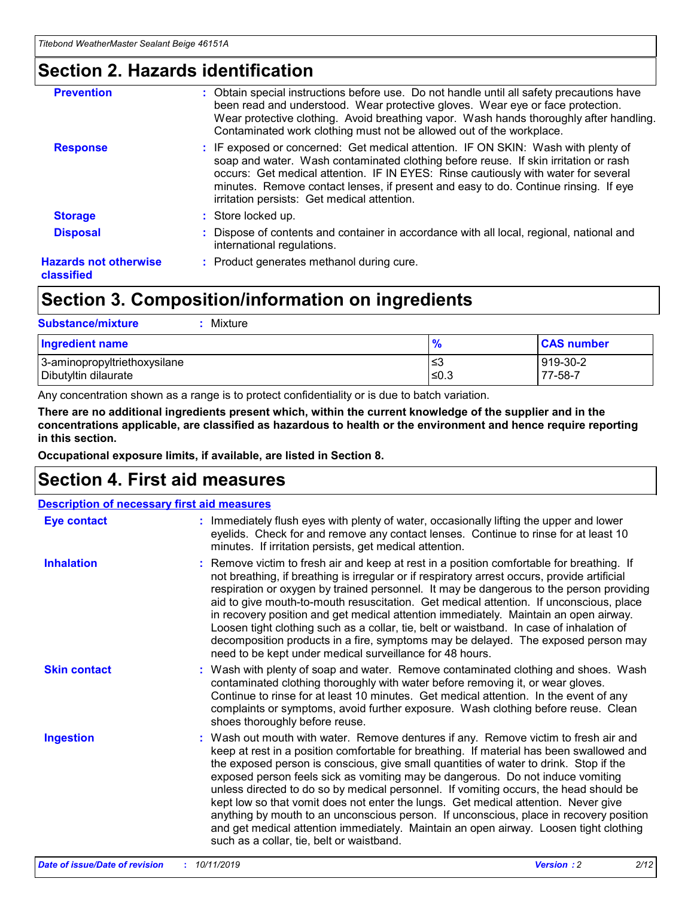## Section 2. Hazards identification

**Prevention** : Obtain special instructions before use. Do not handle until all safety precautions have been read and understood. Wear protective gloves. Wear eye or face protection. Wear protective clothing. Avoid breathing vapor. Wash hands thoroughly after handling. Contaminated work clothing must not be allowed out of the workplace.

**Response** : IF exposed or concerned: Get medical attention. IF ON SKIN: Wash with plenty of soap and water. Wash contaminated clothing before reuse. If skin irritation or rash occurs: Get medical attention. IF IN EYES: Rinse cautiously with water for several minutes. Remove contact lenses, if present and easy to do. Continue rinsing. If eye irritation persists: Get medical attention.

**Storage** : Store locked up.

**Disposal** : Dispose of contents and container in accordance with all local, regional, national and international regulations.

**Hazards not otherwise classified** : Product generates methanol during cure.

## Section 3. Composition/information on ingredients

**Substance/mixture** : Mixture

| Ingredient name | % | CAS number |
| --- | --- | --- |
| 3-aminopropyltriethoxysilane | ≤3 | 919-30-2 |
| Dibutyltin dilaurate | ≤0.3 | 77-58-7 |

Any concentration shown as a range is to protect confidentiality or is due to batch variation.

**There are no additional ingredients present which, within the current knowledge of the supplier and in the concentrations applicable, are classified as hazardous to health or the environment and hence require reporting in this section.**

**Occupational exposure limits, if available, are listed in Section 8.**

## Section 4. First aid measures

### Description of necessary first aid measures

**Eye contact** : Immediately flush eyes with plenty of water, occasionally lifting the upper and lower eyelids. Check for and remove any contact lenses. Continue to rinse for at least 10 minutes. If irritation persists, get medical attention.

**Inhalation** : Remove victim to fresh air and keep at rest in a position comfortable for breathing. If not breathing, if breathing is irregular or if respiratory arrest occurs, provide artificial respiration or oxygen by trained personnel. It may be dangerous to the person providing aid to give mouth-to-mouth resuscitation. Get medical attention. If unconscious, place in recovery position and get medical attention immediately. Maintain an open airway. Loosen tight clothing such as a collar, tie, belt or waistband. In case of inhalation of decomposition products in a fire, symptoms may be delayed. The exposed person may need to be kept under medical surveillance for 48 hours.

**Skin contact** : Wash with plenty of soap and water. Remove contaminated clothing and shoes. Wash contaminated clothing thoroughly with water before removing it, or wear gloves. Continue to rinse for at least 10 minutes. Get medical attention. In the event of any complaints or symptoms, avoid further exposure. Wash clothing before reuse. Clean shoes thoroughly before reuse.

**Ingestion** : Wash out mouth with water. Remove dentures if any. Remove victim to fresh air and keep at rest in a position comfortable for breathing. If material has been swallowed and the exposed person is conscious, give small quantities of water to drink. Stop if the exposed person feels sick as vomiting may be dangerous. Do not induce vomiting unless directed to do so by medical personnel. If vomiting occurs, the head should be kept low so that vomit does not enter the lungs. Get medical attention. Never give anything by mouth to an unconscious person. If unconscious, place in recovery position and get medical attention immediately. Maintain an open airway. Loosen tight clothing such as a collar, tie, belt or waistband.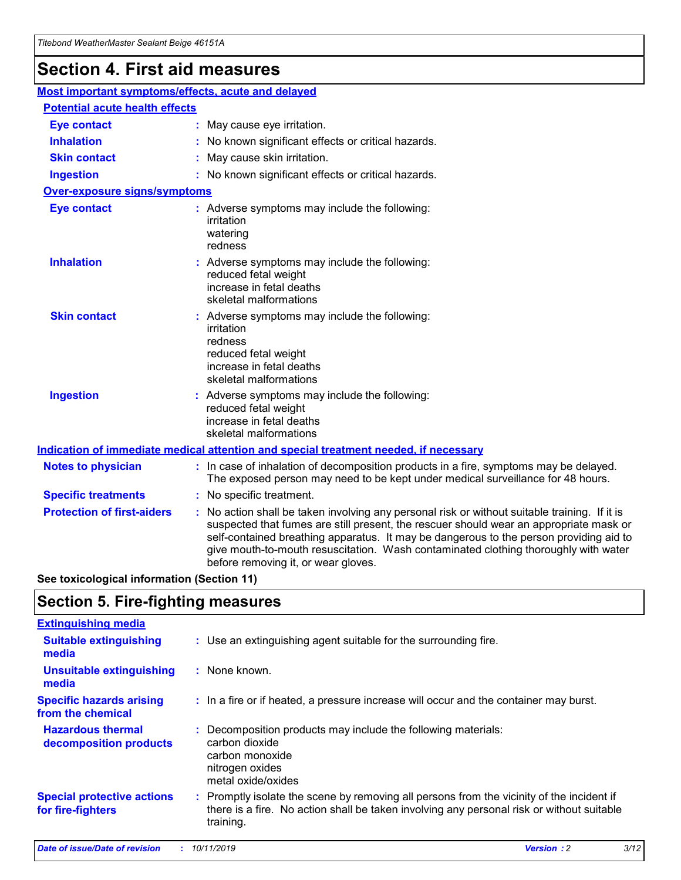# Section 4. First aid measures

## Most important symptoms/effects, acute and delayed

### Potential acute health effects

**Eye contact** : May cause eye irritation.

**Inhalation** : No known significant effects or critical hazards.

**Skin contact** : May cause skin irritation.

**Ingestion** : No known significant effects or critical hazards.

### Over-exposure signs/symptoms

**Eye contact** : Adverse symptoms may include the following:
irritation
watering
redness

**Inhalation** : Adverse symptoms may include the following:
reduced fetal weight
increase in fetal deaths
skeletal malformations

**Skin contact** : Adverse symptoms may include the following:
irritation
redness
reduced fetal weight
increase in fetal deaths
skeletal malformations

**Ingestion** : Adverse symptoms may include the following:
reduced fetal weight
increase in fetal deaths
skeletal malformations

## Indication of immediate medical attention and special treatment needed, if necessary

**Notes to physician** : In case of inhalation of decomposition products in a fire, symptoms may be delayed. The exposed person may need to be kept under medical surveillance for 48 hours.

**Specific treatments** : No specific treatment.

**Protection of first-aiders** : No action shall be taken involving any personal risk or without suitable training. If it is suspected that fumes are still present, the rescuer should wear an appropriate mask or self-contained breathing apparatus. It may be dangerous to the person providing aid to give mouth-to-mouth resuscitation. Wash contaminated clothing thoroughly with water before removing it, or wear gloves.

**See toxicological information (Section 11)**

# Section 5. Fire-fighting measures

## Extinguishing media

**Suitable extinguishing media** : Use an extinguishing agent suitable for the surrounding fire.

**Unsuitable extinguishing media** : None known.

**Specific hazards arising from the chemical** : In a fire or if heated, a pressure increase will occur and the container may burst.

**Hazardous thermal decomposition products** : Decomposition products may include the following materials:
carbon dioxide
carbon monoxide
nitrogen oxides
metal oxide/oxides

**Special protective actions for fire-fighters** : Promptly isolate the scene by removing all persons from the vicinity of the incident if there is a fire. No action shall be taken involving any personal risk or without suitable training.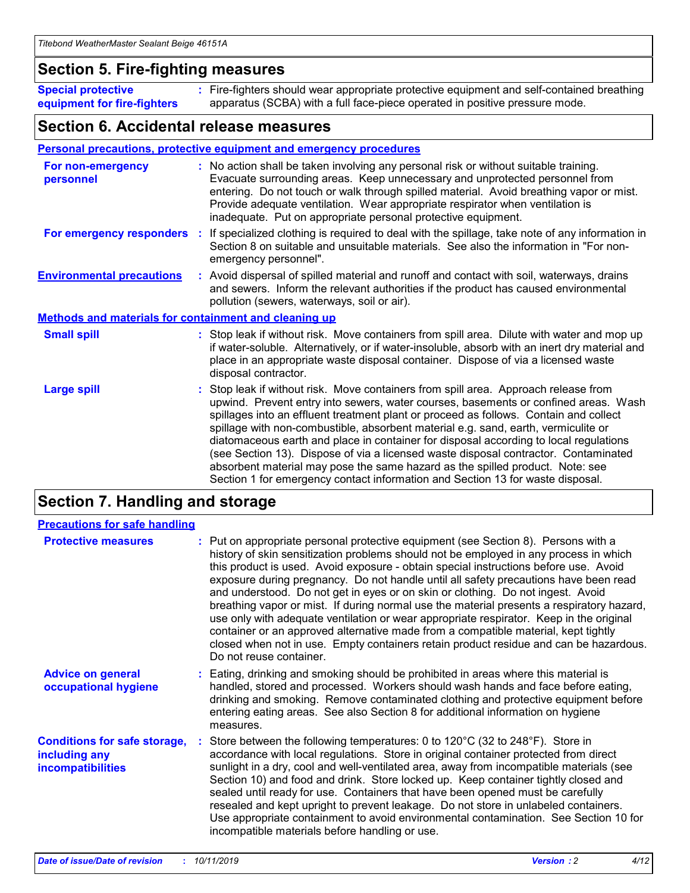## Section 5. Fire-fighting measures

**Special protective equipment for fire-fighters** : Fire-fighters should wear appropriate protective equipment and self-contained breathing apparatus (SCBA) with a full face-piece operated in positive pressure mode.

## Section 6. Accidental release measures

### Personal precautions, protective equipment and emergency procedures

**For non-emergency personnel** : No action shall be taken involving any personal risk or without suitable training. Evacuate surrounding areas. Keep unnecessary and unprotected personnel from entering. Do not touch or walk through spilled material. Avoid breathing vapor or mist. Provide adequate ventilation. Wear appropriate respirator when ventilation is inadequate. Put on appropriate personal protective equipment.

**For emergency responders** : If specialized clothing is required to deal with the spillage, take note of any information in Section 8 on suitable and unsuitable materials. See also the information in "For non-emergency personnel".

**Environmental precautions** : Avoid dispersal of spilled material and runoff and contact with soil, waterways, drains and sewers. Inform the relevant authorities if the product has caused environmental pollution (sewers, waterways, soil or air).

### Methods and materials for containment and cleaning up

**Small spill** : Stop leak if without risk. Move containers from spill area. Dilute with water and mop up if water-soluble. Alternatively, or if water-insoluble, absorb with an inert dry material and place in an appropriate waste disposal container. Dispose of via a licensed waste disposal contractor.

**Large spill** : Stop leak if without risk. Move containers from spill area. Approach release from upwind. Prevent entry into sewers, water courses, basements or confined areas. Wash spillages into an effluent treatment plant or proceed as follows. Contain and collect spillage with non-combustible, absorbent material e.g. sand, earth, vermiculite or diatomaceous earth and place in container for disposal according to local regulations (see Section 13). Dispose of via a licensed waste disposal contractor. Contaminated absorbent material may pose the same hazard as the spilled product. Note: see Section 1 for emergency contact information and Section 13 for waste disposal.

## Section 7. Handling and storage

### Precautions for safe handling

**Protective measures** : Put on appropriate personal protective equipment (see Section 8). Persons with a history of skin sensitization problems should not be employed in any process in which this product is used. Avoid exposure - obtain special instructions before use. Avoid exposure during pregnancy. Do not handle until all safety precautions have been read and understood. Do not get in eyes or on skin or clothing. Do not ingest. Avoid breathing vapor or mist. If during normal use the material presents a respiratory hazard, use only with adequate ventilation or wear appropriate respirator. Keep in the original container or an approved alternative made from a compatible material, kept tightly closed when not in use. Empty containers retain product residue and can be hazardous. Do not reuse container.

**Advice on general occupational hygiene** : Eating, drinking and smoking should be prohibited in areas where this material is handled, stored and processed. Workers should wash hands and face before eating, drinking and smoking. Remove contaminated clothing and protective equipment before entering eating areas. See also Section 8 for additional information on hygiene measures.

**Conditions for safe storage, including any incompatibilities** : Store between the following temperatures: 0 to 120°C (32 to 248°F). Store in accordance with local regulations. Store in original container protected from direct sunlight in a dry, cool and well-ventilated area, away from incompatible materials (see Section 10) and food and drink. Store locked up. Keep container tightly closed and sealed until ready for use. Containers that have been opened must be carefully resealed and kept upright to prevent leakage. Do not store in unlabeled containers. Use appropriate containment to avoid environmental contamination. See Section 10 for incompatible materials before handling or use.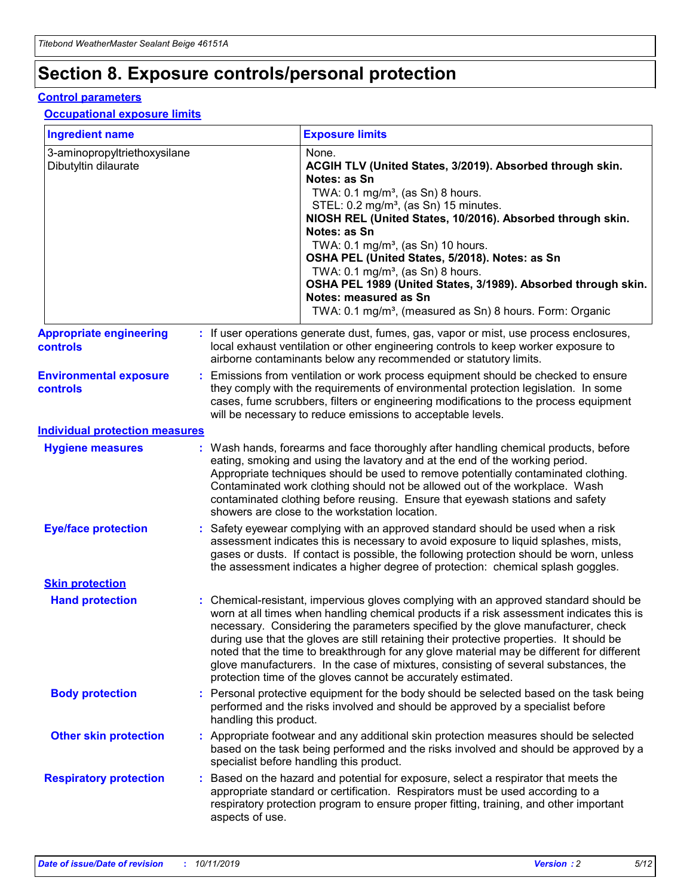# Section 8. Exposure controls/personal protection

## Control parameters

### Occupational exposure limits

| Ingredient name | Exposure limits |
|---|---|
| 3-aminopropyltriethoxysilane<br>Dibutyltin dilaurate | None.<br>**ACGIH TLV (United States, 3/2019). Absorbed through skin. Notes: as Sn**<br>TWA: 0.1 mg/m³, (as Sn) 8 hours.<br>STEL: 0.2 mg/m³, (as Sn) 15 minutes.<br>**NIOSH REL (United States, 10/2016). Absorbed through skin. Notes: as Sn**<br>TWA: 0.1 mg/m³, (as Sn) 10 hours.<br>**OSHA PEL (United States, 5/2018). Notes: as Sn**<br>TWA: 0.1 mg/m³, (as Sn) 8 hours.<br>**OSHA PEL 1989 (United States, 3/1989). Absorbed through skin. Notes: measured as Sn**<br>TWA: 0.1 mg/m³, (measured as Sn) 8 hours. Form: Organic |

**Appropriate engineering controls** : If user operations generate dust, fumes, gas, vapor or mist, use process enclosures, local exhaust ventilation or other engineering controls to keep worker exposure to airborne contaminants below any recommended or statutory limits.

**Environmental exposure controls** : Emissions from ventilation or work process equipment should be checked to ensure they comply with the requirements of environmental protection legislation. In some cases, fume scrubbers, filters or engineering modifications to the process equipment will be necessary to reduce emissions to acceptable levels.

## Individual protection measures

**Hygiene measures** : Wash hands, forearms and face thoroughly after handling chemical products, before eating, smoking and using the lavatory and at the end of the working period. Appropriate techniques should be used to remove potentially contaminated clothing. Contaminated work clothing should not be allowed out of the workplace. Wash contaminated clothing before reusing. Ensure that eyewash stations and safety showers are close to the workstation location.

**Eye/face protection** : Safety eyewear complying with an approved standard should be used when a risk assessment indicates this is necessary to avoid exposure to liquid splashes, mists, gases or dusts. If contact is possible, the following protection should be worn, unless the assessment indicates a higher degree of protection: chemical splash goggles.

### Skin protection

**Hand protection** : Chemical-resistant, impervious gloves complying with an approved standard should be worn at all times when handling chemical products if a risk assessment indicates this is necessary. Considering the parameters specified by the glove manufacturer, check during use that the gloves are still retaining their protective properties. It should be noted that the time to breakthrough for any glove material may be different for different glove manufacturers. In the case of mixtures, consisting of several substances, the protection time of the gloves cannot be accurately estimated.

**Body protection** : Personal protective equipment for the body should be selected based on the task being performed and the risks involved and should be approved by a specialist before handling this product.

**Other skin protection** : Appropriate footwear and any additional skin protection measures should be selected based on the task being performed and the risks involved and should be approved by a specialist before handling this product.

**Respiratory protection** : Based on the hazard and potential for exposure, select a respirator that meets the appropriate standard or certification. Respirators must be used according to a respiratory protection program to ensure proper fitting, training, and other important aspects of use.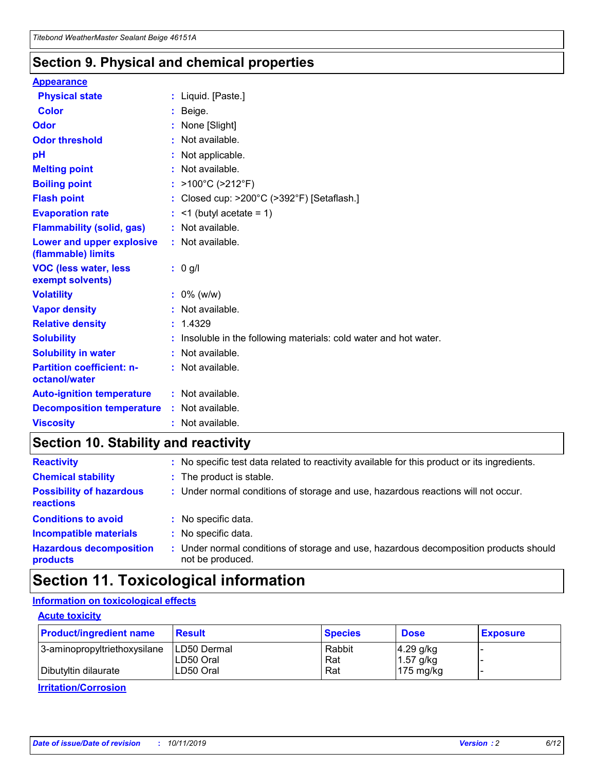## Section 9. Physical and chemical properties

### Appearance

| | | |
|---|---|---|
| **Physical state** | : | Liquid. [Paste.] |
| **Color** | : | Beige. |
| **Odor** | : | None [Slight] |
| **Odor threshold** | : | Not available. |
| **pH** | : | Not applicable. |
| **Melting point** | : | Not available. |
| **Boiling point** | : | >100°C (>212°F) |
| **Flash point** | : | Closed cup: >200°C (>392°F) [Setaflash.] |
| **Evaporation rate** | : | <1 (butyl acetate = 1) |
| **Flammability (solid, gas)** | : | Not available. |
| **Lower and upper explosive (flammable) limits** | : | Not available. |
| **VOC (less water, less exempt solvents)** | : | 0 g/l |
| **Volatility** | : | 0% (w/w) |
| **Vapor density** | : | Not available. |
| **Relative density** | : | 1.4329 |
| **Solubility** | : | Insoluble in the following materials: cold water and hot water. |
| **Solubility in water** | : | Not available. |
| **Partition coefficient: n-octanol/water** | : | Not available. |
| **Auto-ignition temperature** | : | Not available. |
| **Decomposition temperature** | : | Not available. |
| **Viscosity** | : | Not available. |

## Section 10. Stability and reactivity

| | | |
|---|---|---|
| **Reactivity** | : | No specific test data related to reactivity available for this product or its ingredients. |
| **Chemical stability** | : | The product is stable. |
| **Possibility of hazardous reactions** | : | Under normal conditions of storage and use, hazardous reactions will not occur. |
| **Conditions to avoid** | : | No specific data. |
| **Incompatible materials** | : | No specific data. |
| **Hazardous decomposition products** | : | Under normal conditions of storage and use, hazardous decomposition products should not be produced. |

## Section 11. Toxicological information

### Information on toxicological effects

#### Acute toxicity

| Product/ingredient name | Result | Species | Dose | Exposure |
|---|---|---|---|---|
| 3-aminopropyltriethoxysilane | LD50 Dermal | Rabbit | 4.29 g/kg | - |
| | LD50 Oral | Rat | 1.57 g/kg | - |
| Dibutyltin dilaurate | LD50 Oral | Rat | 175 mg/kg | - |

#### Irritation/Corrosion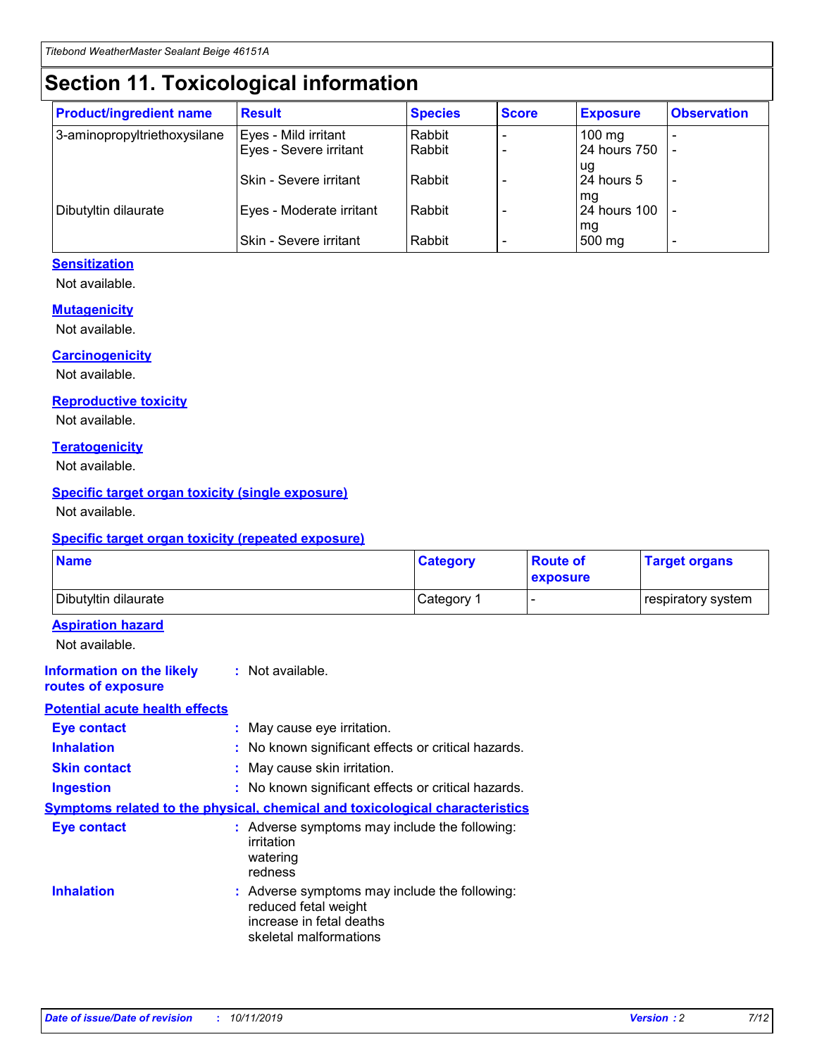# Section 11. Toxicological information

| Product/ingredient name | Result | Species | Score | Exposure | Observation |
| --- | --- | --- | --- | --- | --- |
| 3-aminopropyltriethoxysilane | Eyes - Mild irritant | Rabbit | - | 100 mg | - |
| | Eyes - Severe irritant | Rabbit | - | 24 hours 750 ug | - |
| | Skin - Severe irritant | Rabbit | - | 24 hours 5 mg | - |
| Dibutyltin dilaurate | Eyes - Moderate irritant | Rabbit | - | 24 hours 100 mg | - |
| | Skin - Severe irritant | Rabbit | - | 500 mg | - |

### Sensitization

Not available.

### Mutagenicity

Not available.

### Carcinogenicity

Not available.

### Reproductive toxicity

Not available.

### Teratogenicity

Not available.

### Specific target organ toxicity (single exposure)

Not available.

### Specific target organ toxicity (repeated exposure)

| Name | Category | Route of exposure | Target organs |
| --- | --- | --- | --- |
| Dibutyltin dilaurate | Category 1 | - | respiratory system |

### Aspiration hazard

Not available.

**Information on the likely routes of exposure** : Not available.

### Potential acute health effects

**Eye contact** : May cause eye irritation.

**Inhalation** : No known significant effects or critical hazards.

**Skin contact** : May cause skin irritation.

**Ingestion** : No known significant effects or critical hazards.

### Symptoms related to the physical, chemical and toxicological characteristics

**Eye contact** : Adverse symptoms may include the following:
irritation
watering
redness

**Inhalation** : Adverse symptoms may include the following:
reduced fetal weight
increase in fetal deaths
skeletal malformations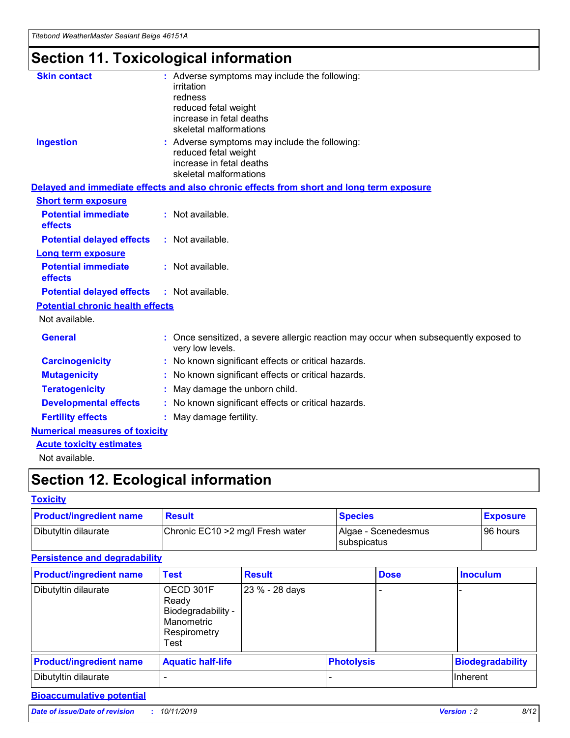# Section 11. Toxicological information

**Skin contact** : Adverse symptoms may include the following:
irritation
redness
reduced fetal weight
increase in fetal deaths
skeletal malformations

**Ingestion** : Adverse symptoms may include the following:
reduced fetal weight
increase in fetal deaths
skeletal malformations

**Delayed and immediate effects and also chronic effects from short and long term exposure**

**Short term exposure**

**Potential immediate effects** : Not available.

**Potential delayed effects** : Not available.

**Long term exposure**

**Potential immediate effects** : Not available.

**Potential delayed effects** : Not available.

**Potential chronic health effects**

Not available.

**General** : Once sensitized, a severe allergic reaction may occur when subsequently exposed to very low levels.

**Carcinogenicity** : No known significant effects or critical hazards.

**Mutagenicity** : No known significant effects or critical hazards.

**Teratogenicity** : May damage the unborn child.

**Developmental effects** : No known significant effects or critical hazards.

**Fertility effects** : May damage fertility.

**Numerical measures of toxicity**

**Acute toxicity estimates**

Not available.

# Section 12. Ecological information

**Toxicity**

| Product/ingredient name | Result | Species | Exposure |
|---|---|---|---|
| Dibutyltin dilaurate | Chronic EC10 >2 mg/l Fresh water | Algae - Scenedesmus subspicatus | 96 hours |

**Persistence and degradability**

| Product/ingredient name | Test | Result | Dose | Inoculum |
|---|---|---|---|---|
| Dibutyltin dilaurate | OECD 301F Ready Biodegradability - Manometric Respirometry Test | 23 % - 28 days | - | - |

| Product/ingredient name | Aquatic half-life | Photolysis | Biodegradability |
|---|---|---|---|
| Dibutyltin dilaurate | - | - | Inherent |

**Bioaccumulative potential**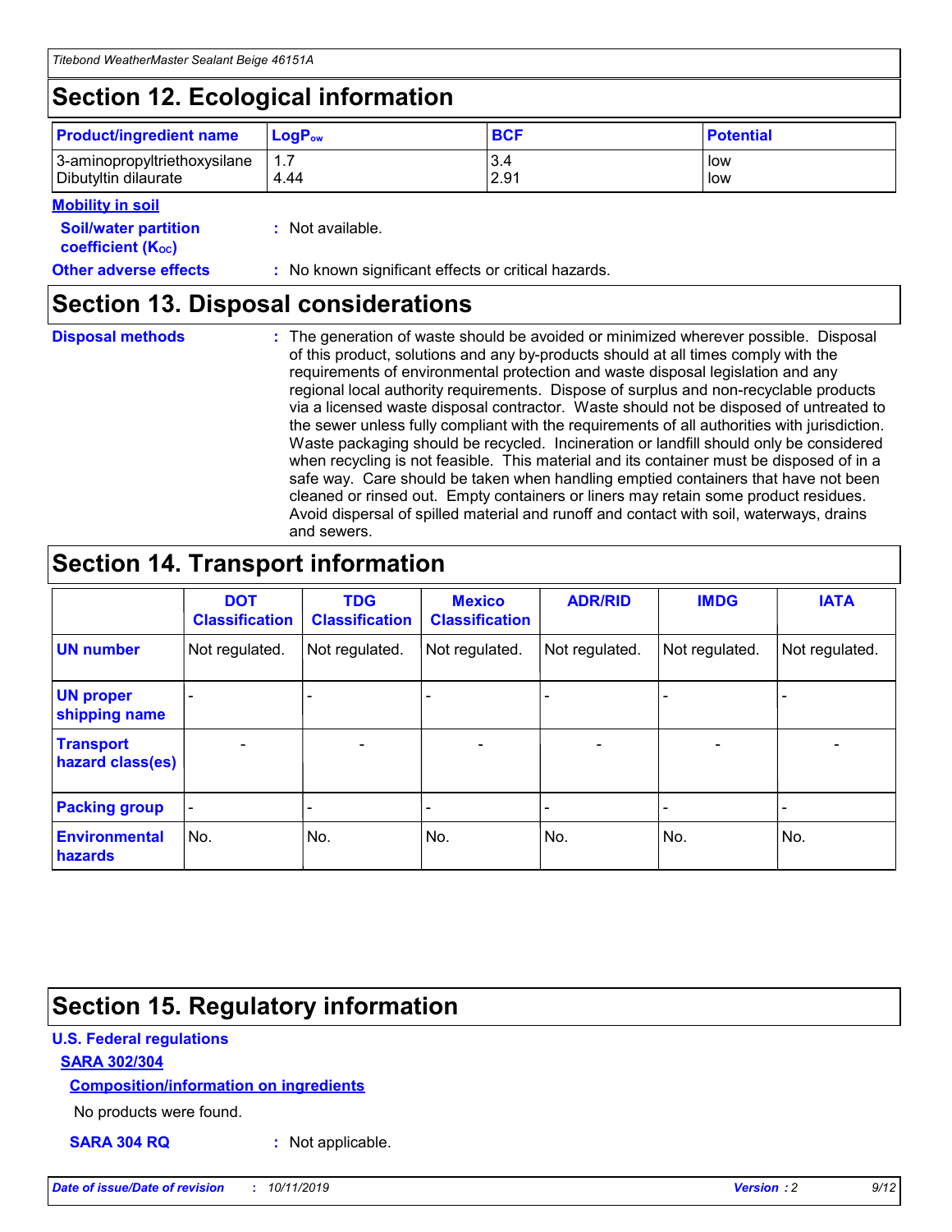# Section 12. Ecological information

| Product/ingredient name | $LogP_{ow}$ | BCF | Potential |
|---|---|---|---|
| 3-aminopropyltriethoxysilane | 1.7 | 3.4 | low |
| Dibutyltin dilaurate | 4.44 | 2.91 | low |

**Mobility in soil**

**Soil/water partition coefficient ($K_{OC}$)** : Not available.

**Other adverse effects** : No known significant effects or critical hazards.

# Section 13. Disposal considerations

**Disposal methods** : The generation of waste should be avoided or minimized wherever possible. Disposal of this product, solutions and any by-products should at all times comply with the requirements of environmental protection and waste disposal legislation and any regional local authority requirements. Dispose of surplus and non-recyclable products via a licensed waste disposal contractor. Waste should not be disposed of untreated to the sewer unless fully compliant with the requirements of all authorities with jurisdiction. Waste packaging should be recycled. Incineration or landfill should only be considered when recycling is not feasible. This material and its container must be disposed of in a safe way. Care should be taken when handling emptied containers that have not been cleaned or rinsed out. Empty containers or liners may retain some product residues. Avoid dispersal of spilled material and runoff and contact with soil, waterways, drains and sewers.

# Section 14. Transport information

| | DOT Classification | TDG Classification | Mexico Classification | ADR/RID | IMDG | IATA |
|---|---|---|---|---|---|---|
| UN number | Not regulated. | Not regulated. | Not regulated. | Not regulated. | Not regulated. | Not regulated. |
| UN proper shipping name | - | - | - | - | - | - |
| Transport hazard class(es) | - | - | - | - | - | - |
| Packing group | - | - | - | - | - | - |
| Environmental hazards | No. | No. | No. | No. | No. | No. |

# Section 15. Regulatory information

**U.S. Federal regulations**

**SARA 302/304**

**Composition/information on ingredients**

No products were found.

**SARA 304 RQ** : Not applicable.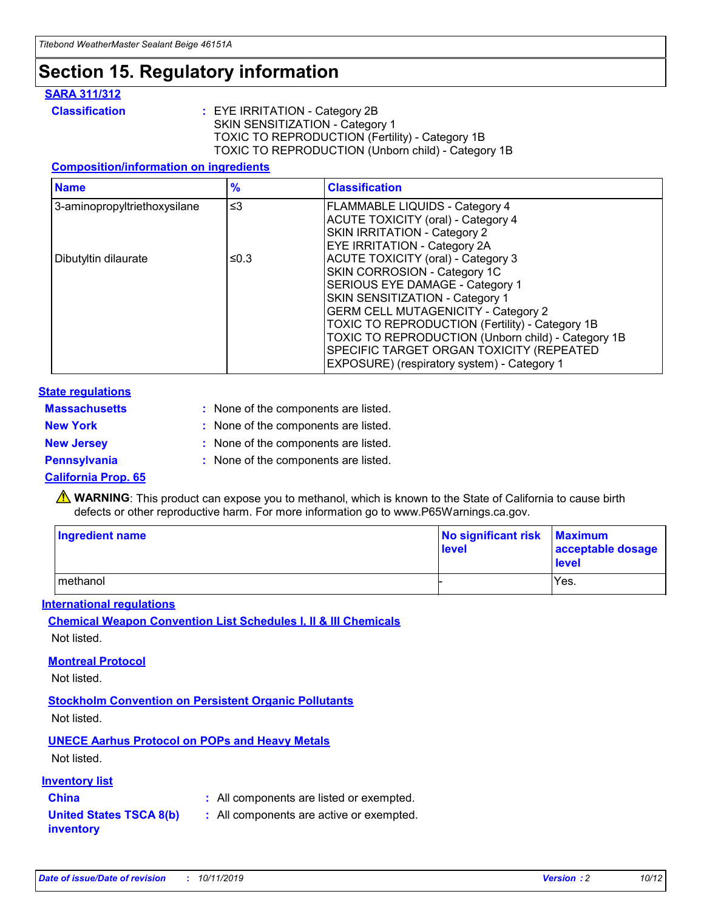# Section 15. Regulatory information

## SARA 311/312

**Classification** : EYE IRRITATION - Category 2B
SKIN SENSITIZATION - Category 1
TOXIC TO REPRODUCTION (Fertility) - Category 1B
TOXIC TO REPRODUCTION (Unborn child) - Category 1B

### Composition/information on ingredients

| Name | % | Classification |
|---|---|---|
| 3-aminopropyltriethoxysilane | ≤3 | FLAMMABLE LIQUIDS - Category 4<br>ACUTE TOXICITY (oral) - Category 4<br>SKIN IRRITATION - Category 2<br>EYE IRRITATION - Category 2A |
| Dibutyltin dilaurate | ≤0.3 | ACUTE TOXICITY (oral) - Category 3<br>SKIN CORROSION - Category 1C<br>SERIOUS EYE DAMAGE - Category 1<br>SKIN SENSITIZATION - Category 1<br>GERM CELL MUTAGENICITY - Category 2<br>TOXIC TO REPRODUCTION (Fertility) - Category 1B<br>TOXIC TO REPRODUCTION (Unborn child) - Category 1B<br>SPECIFIC TARGET ORGAN TOXICITY (REPEATED EXPOSURE) (respiratory system) - Category 1 |

## State regulations

**Massachusetts** : None of the components are listed.

**New York** : None of the components are listed.

**New Jersey** : None of the components are listed.

**Pennsylvania** : None of the components are listed.

## California Prop. 65

⚠ **WARNING**: This product can expose you to methanol, which is known to the State of California to cause birth defects or other reproductive harm. For more information go to www.P65Warnings.ca.gov.

| Ingredient name | No significant risk level | Maximum acceptable dosage level |
|---|---|---|
| methanol | - | Yes. |

## International regulations

### Chemical Weapon Convention List Schedules I, II & III Chemicals

Not listed.

### Montreal Protocol

Not listed.

### Stockholm Convention on Persistent Organic Pollutants

Not listed.

### UNECE Aarhus Protocol on POPs and Heavy Metals

Not listed.

## Inventory list

**China** : All components are listed or exempted.

**United States TSCA 8(b) inventory** : All components are active or exempted.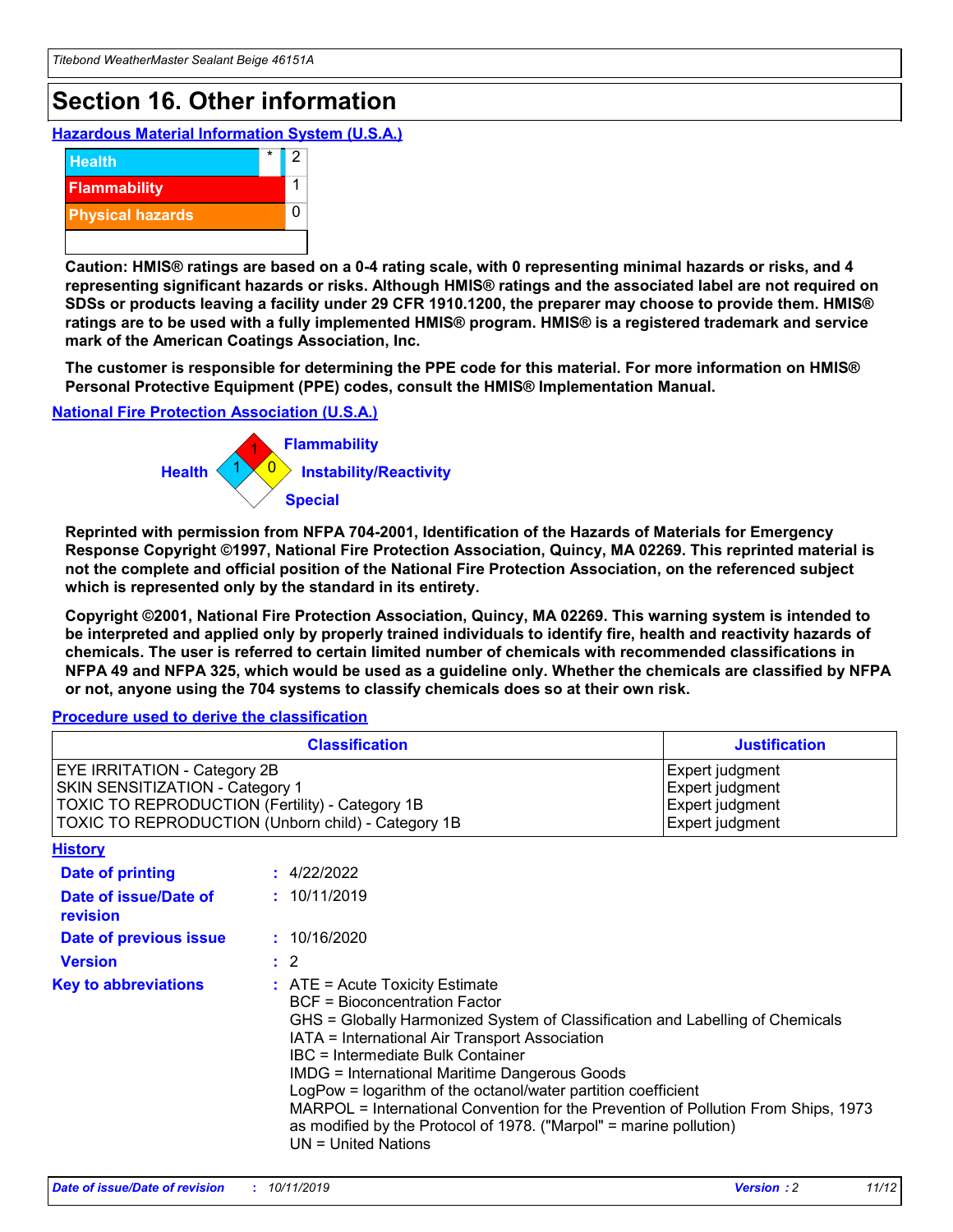# Section 16. Other information

### Hazardous Material Information System (U.S.A.)

| | | |
|---|---|---|
| Health | * | 2 |
| Flammability | | 1 |
| Physical hazards | | 0 |
| | | |

**Caution: HMIS® ratings are based on a 0-4 rating scale, with 0 representing minimal hazards or risks, and 4 representing significant hazards or risks. Although HMIS® ratings and the associated label are not required on SDSs or products leaving a facility under 29 CFR 1910.1200, the preparer may choose to provide them. HMIS® ratings are to be used with a fully implemented HMIS® program. HMIS® is a registered trademark and service mark of the American Coatings Association, Inc.**

**The customer is responsible for determining the PPE code for this material. For more information on HMIS® Personal Protective Equipment (PPE) codes, consult the HMIS® Implementation Manual.**

### National Fire Protection Association (U.S.A.)

Flammability: 1
Health: 1
Instability/Reactivity: 0
Special:

**Reprinted with permission from NFPA 704-2001, Identification of the Hazards of Materials for Emergency Response Copyright ©1997, National Fire Protection Association, Quincy, MA 02269. This reprinted material is not the complete and official position of the National Fire Protection Association, on the referenced subject which is represented only by the standard in its entirety.**

**Copyright ©2001, National Fire Protection Association, Quincy, MA 02269. This warning system is intended to be interpreted and applied only by properly trained individuals to identify fire, health and reactivity hazards of chemicals. The user is referred to certain limited number of chemicals with recommended classifications in NFPA 49 and NFPA 325, which would be used as a guideline only. Whether the chemicals are classified by NFPA or not, anyone using the 704 systems to classify chemicals does so at their own risk.**

### Procedure used to derive the classification

| Classification | Justification |
|---|---|
| EYE IRRITATION - Category 2B | Expert judgment |
| SKIN SENSITIZATION - Category 1 | Expert judgment |
| TOXIC TO REPRODUCTION (Fertility) - Category 1B | Expert judgment |
| TOXIC TO REPRODUCTION (Unborn child) - Category 1B | Expert judgment |

### History

**Date of printing** : 4/22/2022

**Date of issue/Date of revision** : 10/11/2019

**Date of previous issue** : 10/16/2020

**Version** : 2

**Key to abbreviations** : ATE = Acute Toxicity Estimate
BCF = Bioconcentration Factor
GHS = Globally Harmonized System of Classification and Labelling of Chemicals
IATA = International Air Transport Association
IBC = Intermediate Bulk Container
IMDG = International Maritime Dangerous Goods
LogPow = logarithm of the octanol/water partition coefficient
MARPOL = International Convention for the Prevention of Pollution From Ships, 1973 as modified by the Protocol of 1978. ("Marpol" = marine pollution)
UN = United Nations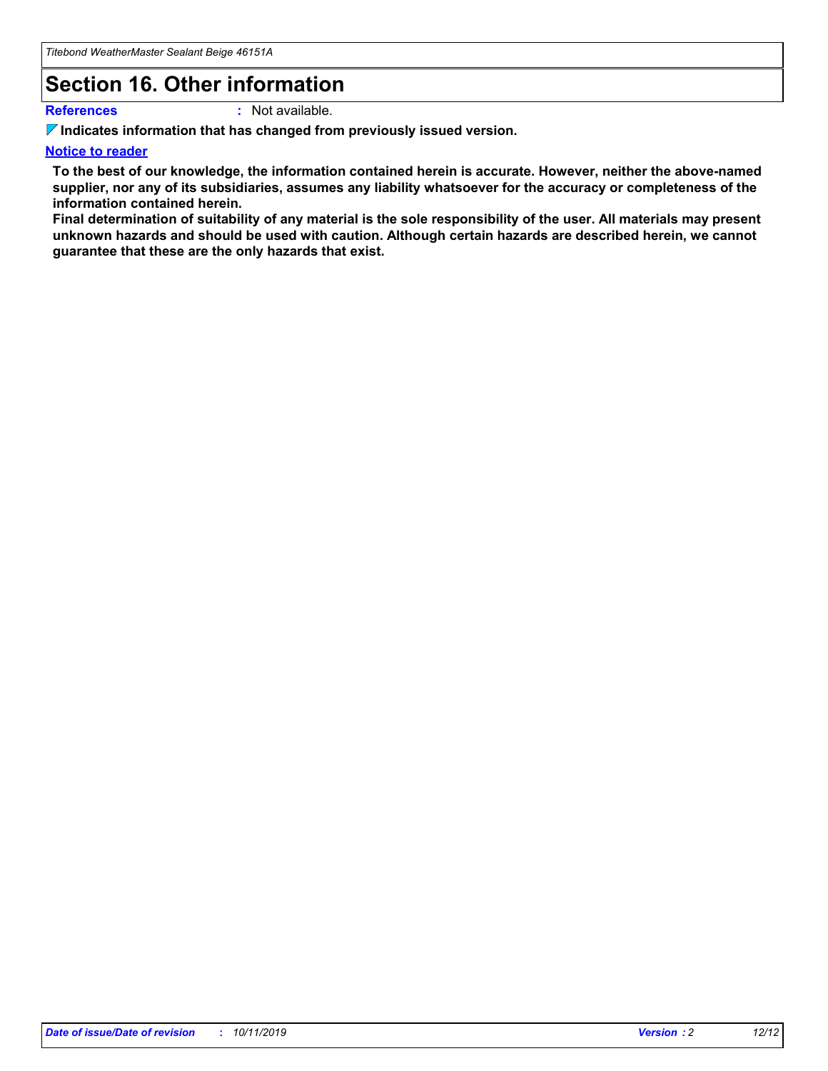# Section 16. Other information

**References** : Not available.

**Indicates information that has changed from previously issued version.**

**Notice to reader**

**To the best of our knowledge, the information contained herein is accurate. However, neither the above-named supplier, nor any of its subsidiaries, assumes any liability whatsoever for the accuracy or completeness of the information contained herein.**

**Final determination of suitability of any material is the sole responsibility of the user. All materials may present unknown hazards and should be used with caution. Although certain hazards are described herein, we cannot guarantee that these are the only hazards that exist.**